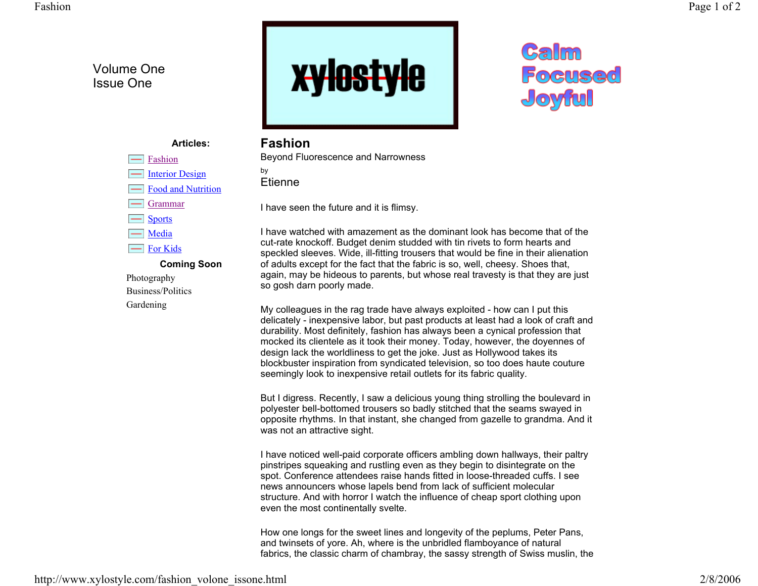Volume One
Issue One

xylostyle

Calm
Focused
Joyful

**Articles:**

- Fashion
- Interior Design
- Food and Nutrition
- Grammar
- Sports
- Media
- For Kids

**Coming Soon**

Photography
Business/Politics
Gardening

# Fashion

Beyond Fluorescence and Narrowness

by

Etienne

I have seen the future and it is flimsy.

I have watched with amazement as the dominant look has become that of the cut-rate knockoff. Budget denim studded with tin rivets to form hearts and speckled sleeves. Wide, ill-fitting trousers that would be fine in their alienation of adults except for the fact that the fabric is so, well, cheesy. Shoes that, again, may be hideous to parents, but whose real travesty is that they are just so gosh darn poorly made.

My colleagues in the rag trade have always exploited - how can I put this delicately - inexpensive labor, but past products at least had a look of craft and durability. Most definitely, fashion has always been a cynical profession that mocked its clientele as it took their money. Today, however, the doyennes of design lack the worldliness to get the joke. Just as Hollywood takes its blockbuster inspiration from syndicated television, so too does haute couture seemingly look to inexpensive retail outlets for its fabric quality.

But I digress. Recently, I saw a delicious young thing strolling the boulevard in polyester bell-bottomed trousers so badly stitched that the seams swayed in opposite rhythms. In that instant, she changed from gazelle to grandma. And it was not an attractive sight.

I have noticed well-paid corporate officers ambling down hallways, their paltry pinstripes squeaking and rustling even as they begin to disintegrate on the spot. Conference attendees raise hands fitted in loose-threaded cuffs. I see news announcers whose lapels bend from lack of sufficient molecular structure. And with horror I watch the influence of cheap sport clothing upon even the most continentally svelte.

How one longs for the sweet lines and longevity of the peplums, Peter Pans, and twinsets of yore. Ah, where is the unbridled flamboyance of natural fabrics, the classic charm of chambray, the sassy strength of Swiss muslin, the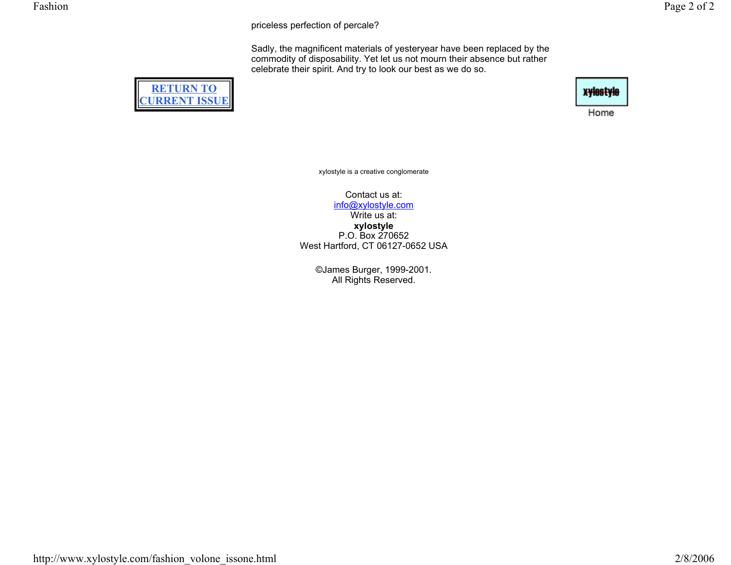priceless perfection of percale?

Sadly, the magnificent materials of yesteryear have been replaced by the commodity of disposability. Yet let us not mourn their absence but rather celebrate their spirit. And try to look our best as we do so.

RETURN TO CURRENT ISSUE

xylostyle

Home

xylostyle is a creative conglomerate

Contact us at:
info@xylostyle.com
Write us at:
**xylostyle**
P.O. Box 270652
West Hartford, CT 06127-0652 USA

©James Burger, 1999-2001.
All Rights Reserved.